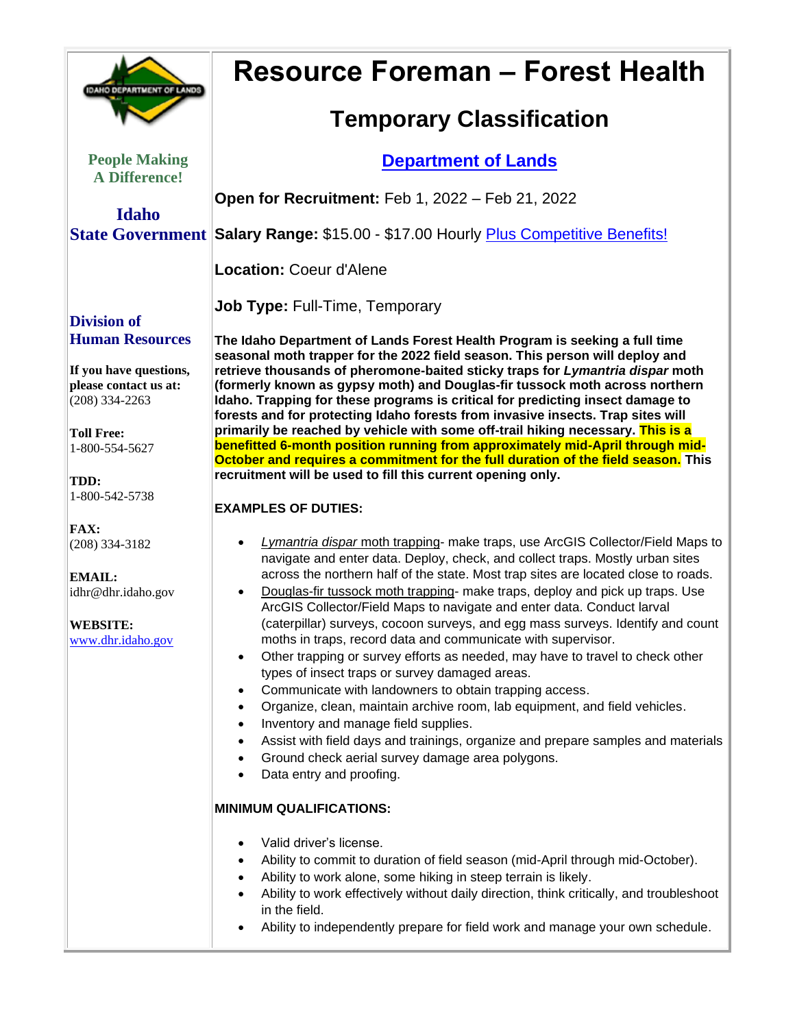# Resource Foreman – Forest Health

## Temporary Classification

### Department of Lands

People Making A Difference!

**Idaho State Government**

**Division of Human Resources**

**If you have questions, please contact us at:**
(208) 334-2263

**Toll Free:**
1-800-554-5627

**TDD:**
1-800-542-5738

**FAX:**
(208) 334-3182

**EMAIL:**
idhr@dhr.idaho.gov

**WEBSITE:**
www.dhr.idaho.gov

**Open for Recruitment:** Feb 1, 2022 – Feb 21, 2022

**Salary Range:** $15.00 - $17.00 Hourly Plus Competitive Benefits!

**Location:** Coeur d'Alene

**Job Type:** Full-Time, Temporary

**The Idaho Department of Lands Forest Health Program is seeking a full time seasonal moth trapper for the 2022 field season. This person will deploy and retrieve thousands of pheromone-baited sticky traps for *Lymantria dispar* moth (formerly known as gypsy moth) and Douglas-fir tussock moth across northern Idaho. Trapping for these programs is critical for predicting insect damage to forests and for protecting Idaho forests from invasive insects. Trap sites will primarily be reached by vehicle with some off-trail hiking necessary. This is a benefitted 6-month position running from approximately mid-April through mid-October and requires a commitment for the full duration of the field season. This recruitment will be used to fill this current opening only.**

**EXAMPLES OF DUTIES:**

- *Lymantria dispar* moth trapping- make traps, use ArcGIS Collector/Field Maps to navigate and enter data. Deploy, check, and collect traps. Mostly urban sites across the northern half of the state. Most trap sites are located close to roads.
- Douglas-fir tussock moth trapping- make traps, deploy and pick up traps. Use ArcGIS Collector/Field Maps to navigate and enter data. Conduct larval (caterpillar) surveys, cocoon surveys, and egg mass surveys. Identify and count moths in traps, record data and communicate with supervisor.
- Other trapping or survey efforts as needed, may have to travel to check other types of insect traps or survey damaged areas.
- Communicate with landowners to obtain trapping access.
- Organize, clean, maintain archive room, lab equipment, and field vehicles.
- Inventory and manage field supplies.
- Assist with field days and trainings, organize and prepare samples and materials
- Ground check aerial survey damage area polygons.
- Data entry and proofing.

**MINIMUM QUALIFICATIONS:**

- Valid driver's license.
- Ability to commit to duration of field season (mid-April through mid-October).
- Ability to work alone, some hiking in steep terrain is likely.
- Ability to work effectively without daily direction, think critically, and troubleshoot in the field.
- Ability to independently prepare for field work and manage your own schedule.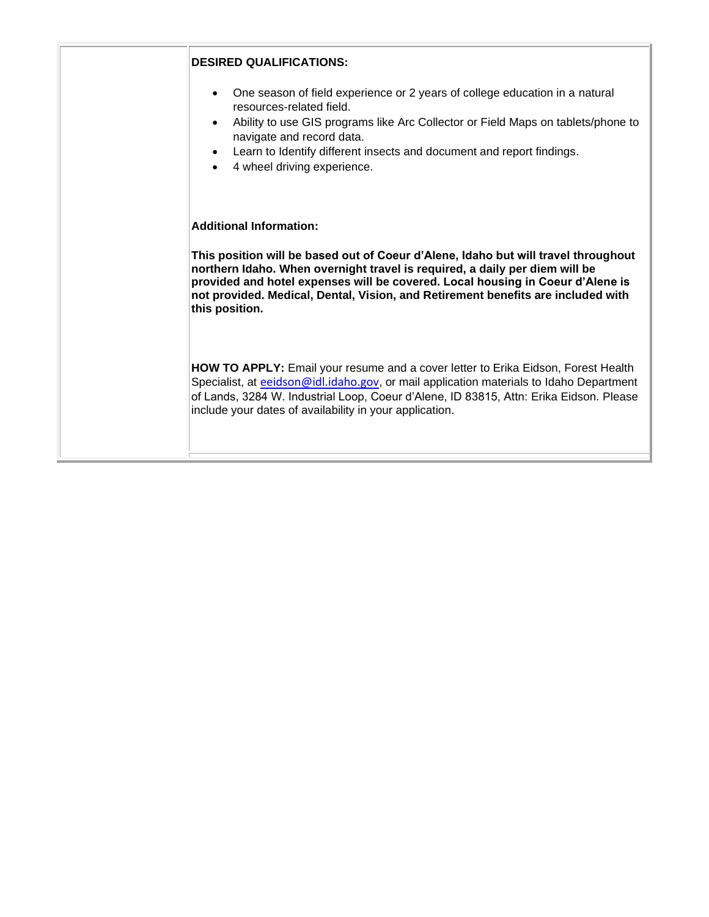**DESIRED QUALIFICATIONS:**

- One season of field experience or 2 years of college education in a natural resources-related field.
- Ability to use GIS programs like Arc Collector or Field Maps on tablets/phone to navigate and record data.
- Learn to Identify different insects and document and report findings.
- 4 wheel driving experience.

**Additional Information:**

**This position will be based out of Coeur d'Alene, Idaho but will travel throughout northern Idaho. When overnight travel is required, a daily per diem will be provided and hotel expenses will be covered. Local housing in Coeur d'Alene is not provided. Medical, Dental, Vision, and Retirement benefits are included with this position.**

**HOW TO APPLY:** Email your resume and a cover letter to Erika Eidson, Forest Health Specialist, at eeidson@idl.idaho.gov, or mail application materials to Idaho Department of Lands, 3284 W. Industrial Loop, Coeur d'Alene, ID 83815, Attn: Erika Eidson. Please include your dates of availability in your application.